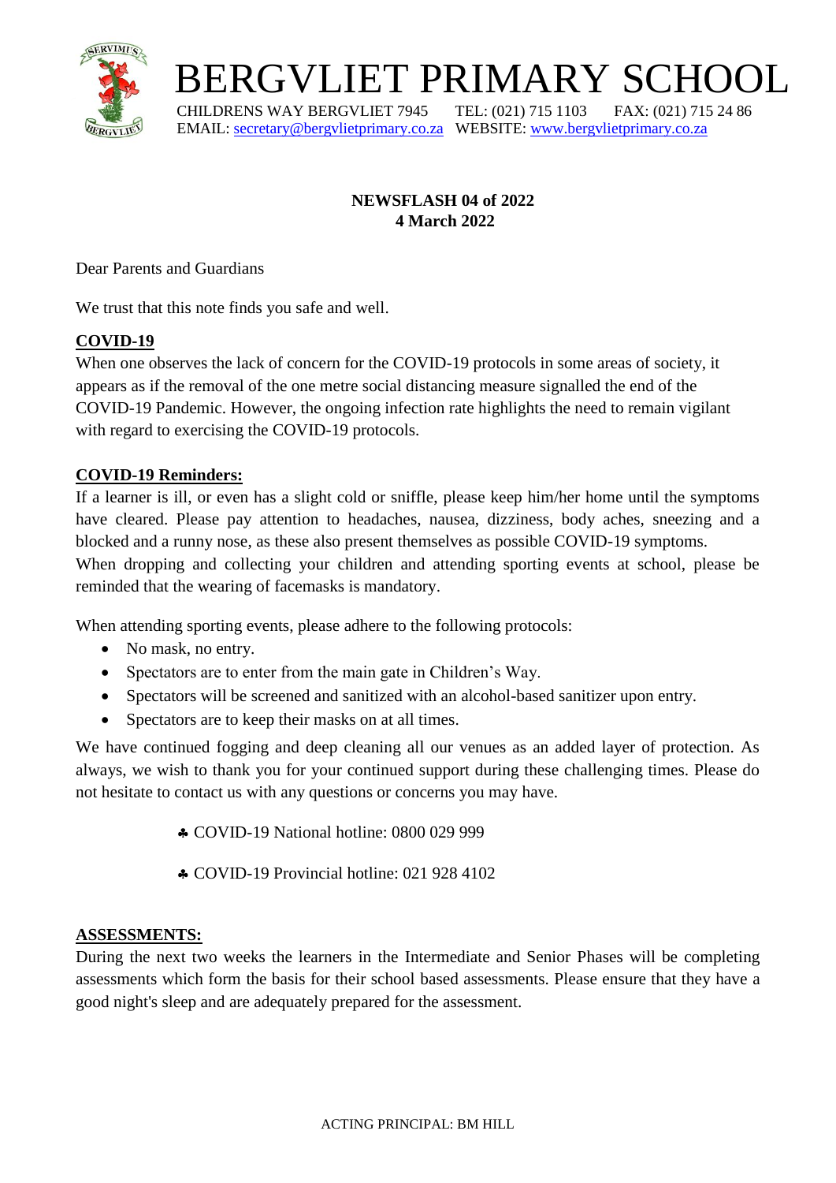# BERGVLIET PRIMARY SCHOOL

CHILDRENS WAY BERGVLIET 7945 TEL: (021) 715 1103 FAX: (021) 715 24 86
EMAIL: secretary@bergvlietprimary.co.za WEBSITE: www.bergvlietprimary.co.za

**NEWSFLASH 04 of 2022**
**4 March 2022**

Dear Parents and Guardians

We trust that this note finds you safe and well.

## COVID-19

When one observes the lack of concern for the COVID-19 protocols in some areas of society, it appears as if the removal of the one metre social distancing measure signalled the end of the COVID-19 Pandemic. However, the ongoing infection rate highlights the need to remain vigilant with regard to exercising the COVID-19 protocols.

## COVID-19 Reminders:

If a learner is ill, or even has a slight cold or sniffle, please keep him/her home until the symptoms have cleared. Please pay attention to headaches, nausea, dizziness, body aches, sneezing and a blocked and a runny nose, as these also present themselves as possible COVID-19 symptoms.
When dropping and collecting your children and attending sporting events at school, please be reminded that the wearing of facemasks is mandatory.

When attending sporting events, please adhere to the following protocols:

- No mask, no entry.
- Spectators are to enter from the main gate in Children's Way.
- Spectators will be screened and sanitized with an alcohol-based sanitizer upon entry.
- Spectators are to keep their masks on at all times.

We have continued fogging and deep cleaning all our venues as an added layer of protection. As always, we wish to thank you for your continued support during these challenging times. Please do not hesitate to contact us with any questions or concerns you may have.

♣ COVID-19 National hotline: 0800 029 999

♣ COVID-19 Provincial hotline: 021 928 4102

## ASSESSMENTS:

During the next two weeks the learners in the Intermediate and Senior Phases will be completing assessments which form the basis for their school based assessments. Please ensure that they have a good night's sleep and are adequately prepared for the assessment.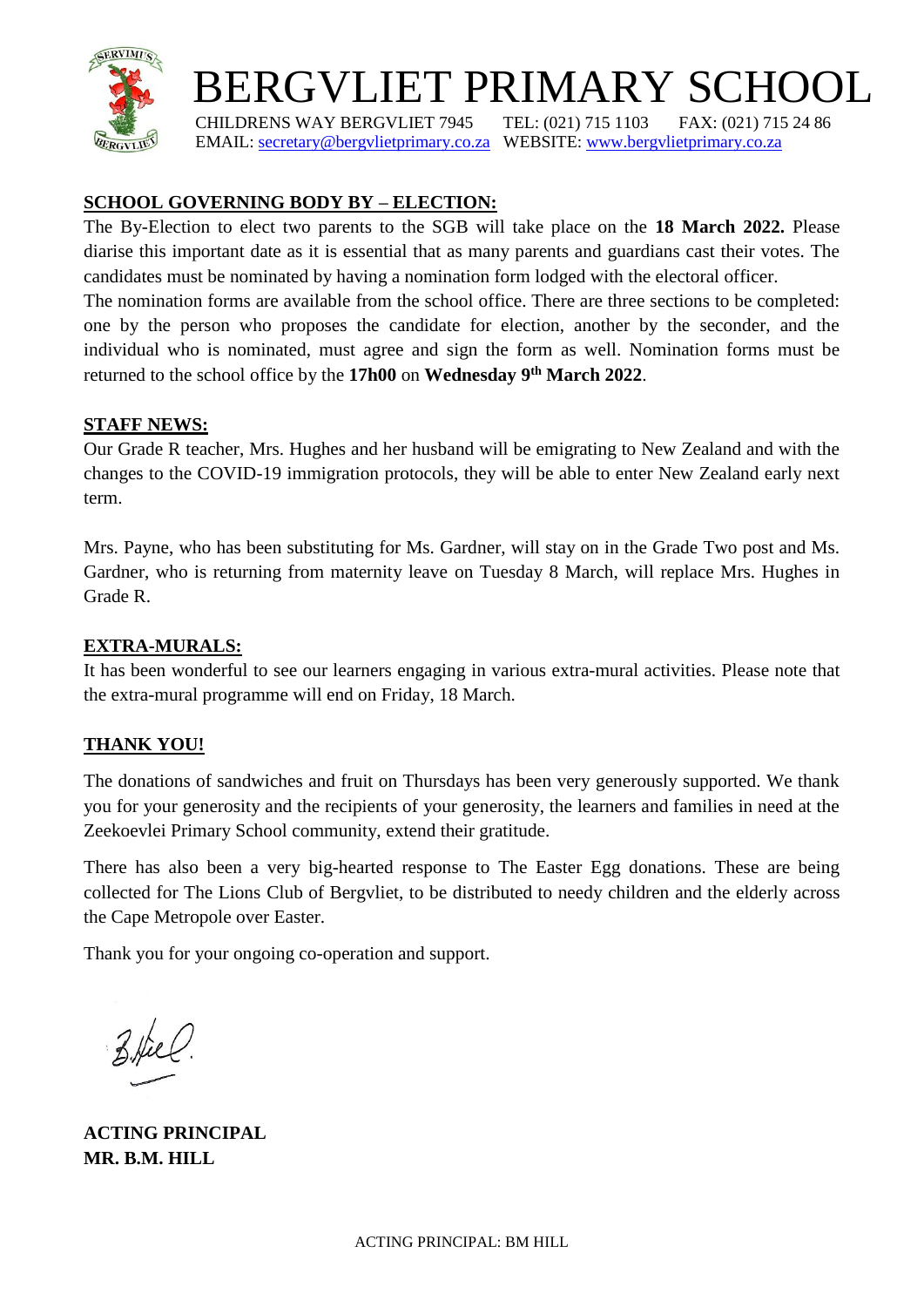# BERGVLIET PRIMARY SCHOOL

CHILDRENS WAY BERGVLIET 7945 TEL: (021) 715 1103 FAX: (021) 715 24 86
EMAIL: secretary@bergvlietprimary.co.za WEBSITE: www.bergvlietprimary.co.za

## SCHOOL GOVERNING BODY BY – ELECTION:

The By-Election to elect two parents to the SGB will take place on the **18 March 2022.** Please diarise this important date as it is essential that as many parents and guardians cast their votes. The candidates must be nominated by having a nomination form lodged with the electoral officer.

The nomination forms are available from the school office. There are three sections to be completed: one by the person who proposes the candidate for election, another by the seconder, and the individual who is nominated, must agree and sign the form as well. Nomination forms must be returned to the school office by the **17h00** on **Wednesday 9th March 2022**.

## STAFF NEWS:

Our Grade R teacher, Mrs. Hughes and her husband will be emigrating to New Zealand and with the changes to the COVID-19 immigration protocols, they will be able to enter New Zealand early next term.

Mrs. Payne, who has been substituting for Ms. Gardner, will stay on in the Grade Two post and Ms. Gardner, who is returning from maternity leave on Tuesday 8 March, will replace Mrs. Hughes in Grade R.

## EXTRA-MURALS:

It has been wonderful to see our learners engaging in various extra-mural activities. Please note that the extra-mural programme will end on Friday, 18 March.

## THANK YOU!

The donations of sandwiches and fruit on Thursdays has been very generously supported. We thank you for your generosity and the recipients of your generosity, the learners and families in need at the Zeekoevlei Primary School community, extend their gratitude.

There has also been a very big-hearted response to The Easter Egg donations. These are being collected for The Lions Club of Bergvliet, to be distributed to needy children and the elderly across the Cape Metropole over Easter.

Thank you for your ongoing co-operation and support.

**ACTING PRINCIPAL**
**MR. B.M. HILL**